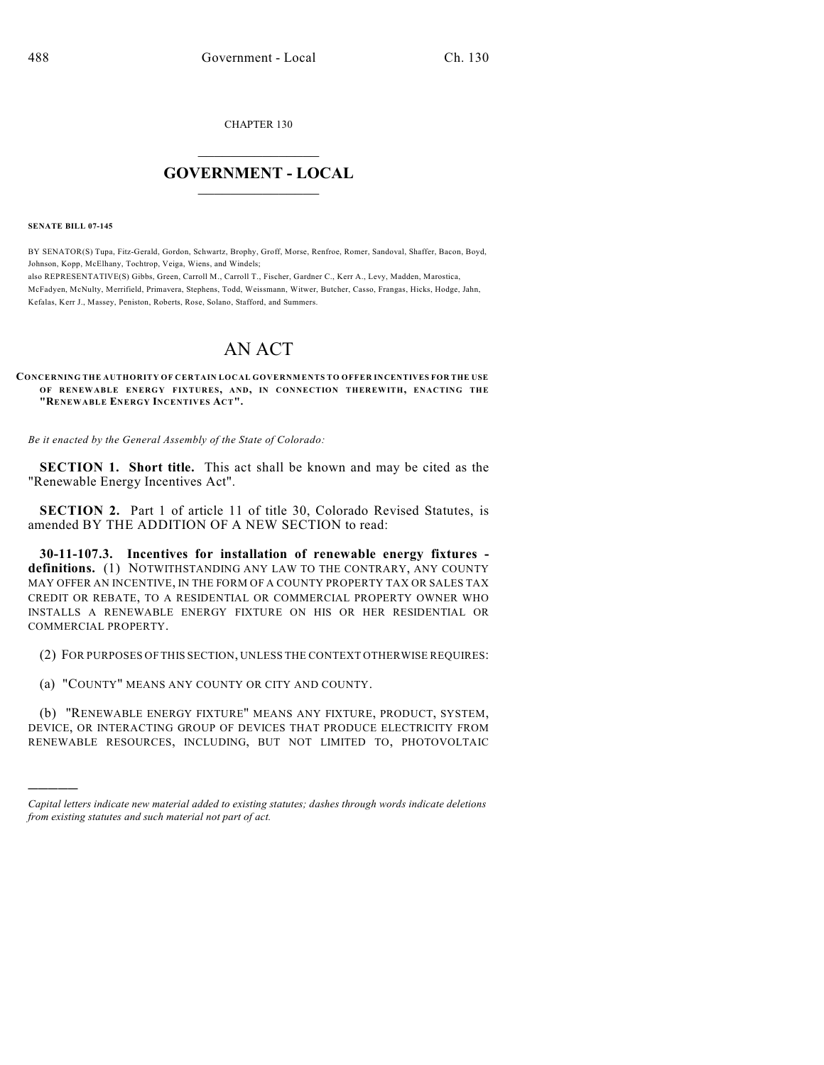CHAPTER 130

# GOVERNMENT - LOCAL

**SENATE BILL 07-145**

BY SENATOR(S) Tupa, Fitz-Gerald, Gordon, Schwartz, Brophy, Groff, Morse, Renfroe, Romer, Sandoval, Shaffer, Bacon, Boyd, Johnson, Kopp, McElhany, Tochtrop, Veiga, Wiens, and Windels;
also REPRESENTATIVE(S) Gibbs, Green, Carroll M., Carroll T., Fischer, Gardner C., Kerr A., Levy, Madden, Marostica, McFadyen, McNulty, Merrifield, Primavera, Stephens, Todd, Weissmann, Witwer, Butcher, Casso, Frangas, Hicks, Hodge, Jahn, Kefalas, Kerr J., Massey, Peniston, Roberts, Rose, Solano, Stafford, and Summers.

# AN ACT

**CONCERNING THE AUTHORITY OF CERTAIN LOCAL GOVERNMENTS TO OFFER INCENTIVES FOR THE USE OF RENEWABLE ENERGY FIXTURES, AND, IN CONNECTION THEREWITH, ENACTING THE "RENEWABLE ENERGY INCENTIVES ACT".**

*Be it enacted by the General Assembly of the State of Colorado:*

**SECTION 1. Short title.** This act shall be known and may be cited as the "Renewable Energy Incentives Act".

**SECTION 2.** Part 1 of article 11 of title 30, Colorado Revised Statutes, is amended BY THE ADDITION OF A NEW SECTION to read:

**30-11-107.3. Incentives for installation of renewable energy fixtures - definitions.** (1) NOTWITHSTANDING ANY LAW TO THE CONTRARY, ANY COUNTY MAY OFFER AN INCENTIVE, IN THE FORM OF A COUNTY PROPERTY TAX OR SALES TAX CREDIT OR REBATE, TO A RESIDENTIAL OR COMMERCIAL PROPERTY OWNER WHO INSTALLS A RENEWABLE ENERGY FIXTURE ON HIS OR HER RESIDENTIAL OR COMMERCIAL PROPERTY.

(2) FOR PURPOSES OF THIS SECTION, UNLESS THE CONTEXT OTHERWISE REQUIRES:

(a) "COUNTY" MEANS ANY COUNTY OR CITY AND COUNTY.

(b) "RENEWABLE ENERGY FIXTURE" MEANS ANY FIXTURE, PRODUCT, SYSTEM, DEVICE, OR INTERACTING GROUP OF DEVICES THAT PRODUCE ELECTRICITY FROM RENEWABLE RESOURCES, INCLUDING, BUT NOT LIMITED TO, PHOTOVOLTAIC

---

*Capital letters indicate new material added to existing statutes; dashes through words indicate deletions from existing statutes and such material not part of act.*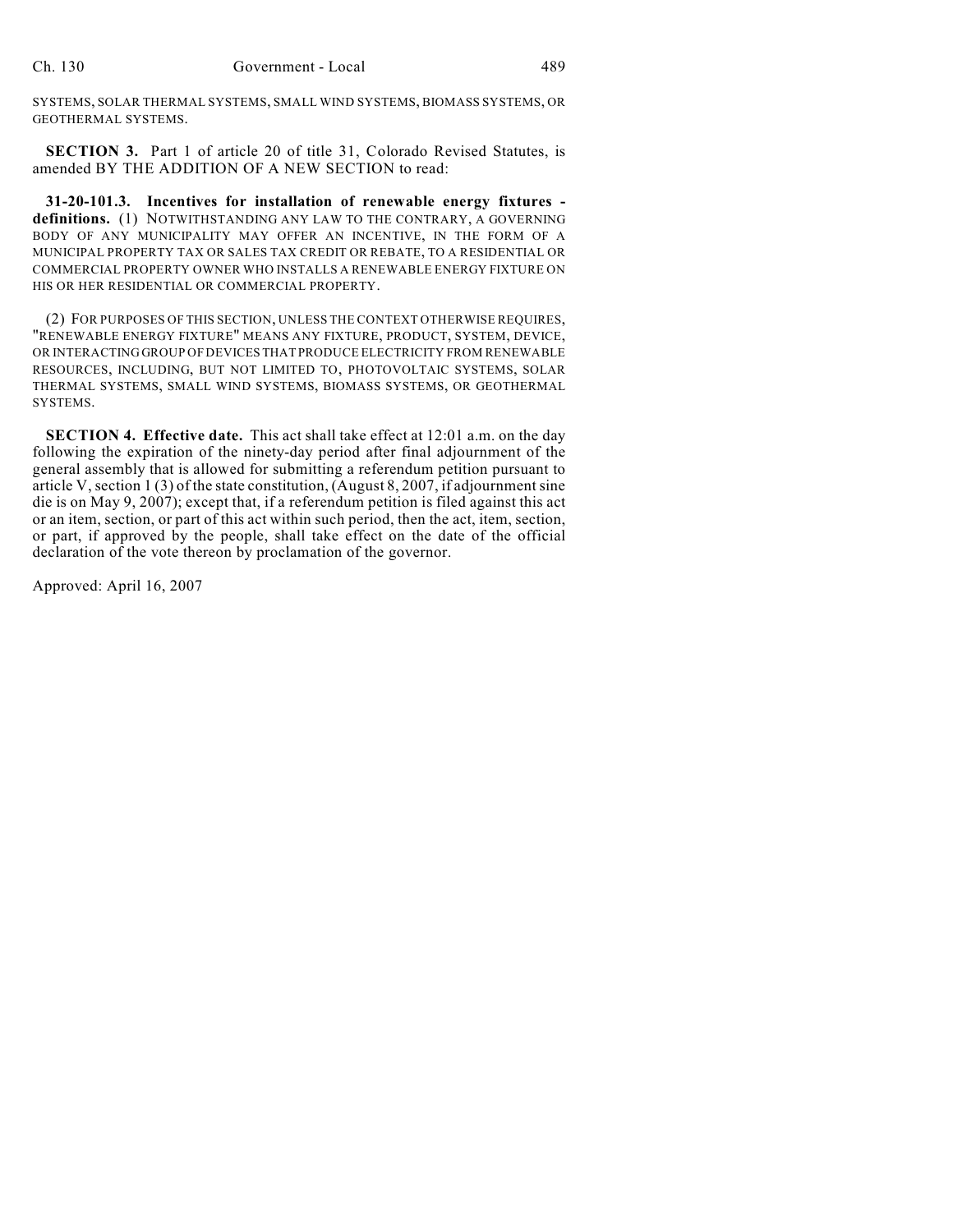SYSTEMS, SOLAR THERMAL SYSTEMS, SMALL WIND SYSTEMS, BIOMASS SYSTEMS, OR GEOTHERMAL SYSTEMS.

**SECTION 3.** Part 1 of article 20 of title 31, Colorado Revised Statutes, is amended BY THE ADDITION OF A NEW SECTION to read:

**31-20-101.3. Incentives for installation of renewable energy fixtures - definitions.** (1) NOTWITHSTANDING ANY LAW TO THE CONTRARY, A GOVERNING BODY OF ANY MUNICIPALITY MAY OFFER AN INCENTIVE, IN THE FORM OF A MUNICIPAL PROPERTY TAX OR SALES TAX CREDIT OR REBATE, TO A RESIDENTIAL OR COMMERCIAL PROPERTY OWNER WHO INSTALLS A RENEWABLE ENERGY FIXTURE ON HIS OR HER RESIDENTIAL OR COMMERCIAL PROPERTY.

(2) FOR PURPOSES OF THIS SECTION, UNLESS THE CONTEXT OTHERWISE REQUIRES, "RENEWABLE ENERGY FIXTURE" MEANS ANY FIXTURE, PRODUCT, SYSTEM, DEVICE, OR INTERACTING GROUP OF DEVICES THAT PRODUCE ELECTRICITY FROM RENEWABLE RESOURCES, INCLUDING, BUT NOT LIMITED TO, PHOTOVOLTAIC SYSTEMS, SOLAR THERMAL SYSTEMS, SMALL WIND SYSTEMS, BIOMASS SYSTEMS, OR GEOTHERMAL SYSTEMS.

**SECTION 4. Effective date.** This act shall take effect at 12:01 a.m. on the day following the expiration of the ninety-day period after final adjournment of the general assembly that is allowed for submitting a referendum petition pursuant to article V, section 1 (3) of the state constitution, (August 8, 2007, if adjournment sine die is on May 9, 2007); except that, if a referendum petition is filed against this act or an item, section, or part of this act within such period, then the act, item, section, or part, if approved by the people, shall take effect on the date of the official declaration of the vote thereon by proclamation of the governor.

Approved: April 16, 2007